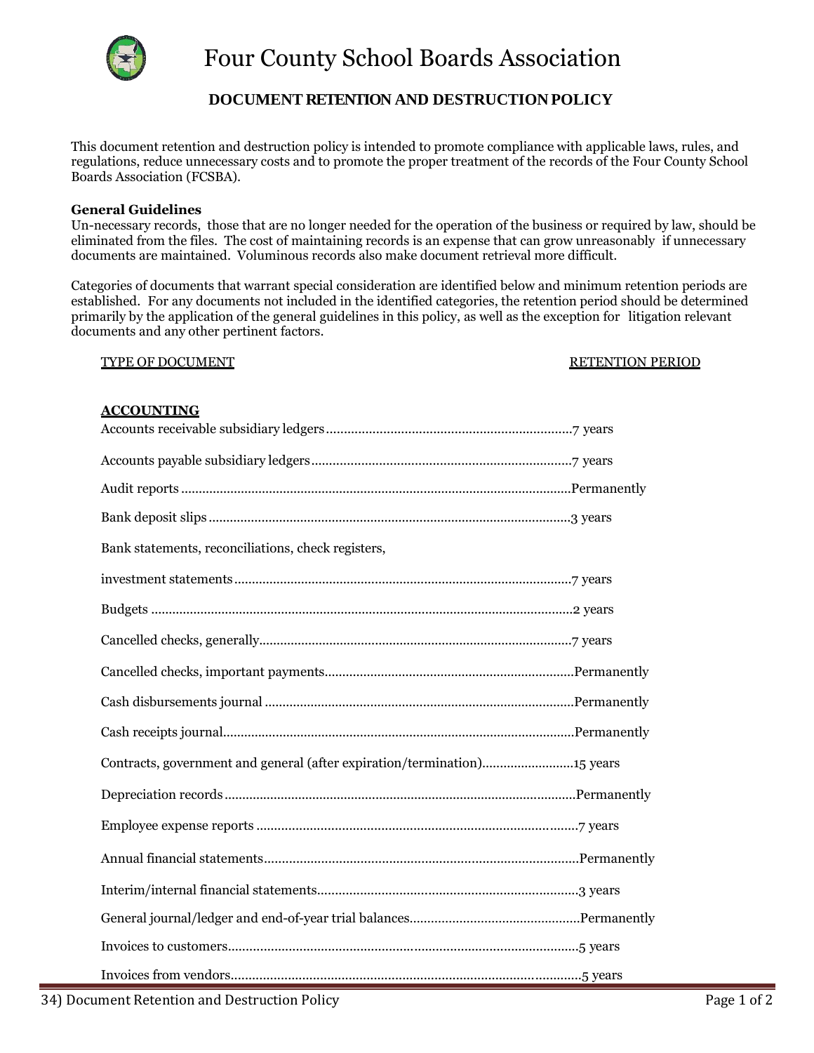# Four County School Boards Association

## DOCUMENT RETENTION AND DESTRUCTION POLICY

This document retention and destruction policy is intended to promote compliance with applicable laws, rules, and regulations, reduce unnecessary costs and to promote the proper treatment of the records of the Four County School Boards Association (FCSBA).

**General Guidelines**
Un-necessary records, those that are no longer needed for the operation of the business or required by law, should be eliminated from the files. The cost of maintaining records is an expense that can grow unreasonably if unnecessary documents are maintained. Voluminous records also make document retrieval more difficult.

Categories of documents that warrant special consideration are identified below and minimum retention periods are established. For any documents not included in the identified categories, the retention period should be determined primarily by the application of the general guidelines in this policy, as well as the exception for litigation relevant documents and any other pertinent factors.

| TYPE OF DOCUMENT | RETENTION PERIOD |
|---|---|
| **ACCOUNTING** | |
| Accounts receivable subsidiary ledgers | 7 years |
| Accounts payable subsidiary ledgers | 7 years |
| Audit reports | Permanently |
| Bank deposit slips | 3 years |
| Bank statements, reconciliations, check registers, investment statements | 7 years |
| Budgets | 2 years |
| Cancelled checks, generally | 7 years |
| Cancelled checks, important payments | Permanently |
| Cash disbursements journal | Permanently |
| Cash receipts journal | Permanently |
| Contracts, government and general (after expiration/termination) | 15 years |
| Depreciation records | Permanently |
| Employee expense reports | 7 years |
| Annual financial statements | Permanently |
| Interim/internal financial statements | 3 years |
| General journal/ledger and end-of-year trial balances | Permanently |
| Invoices to customers | 5 years |
| Invoices from vendors | 5 years |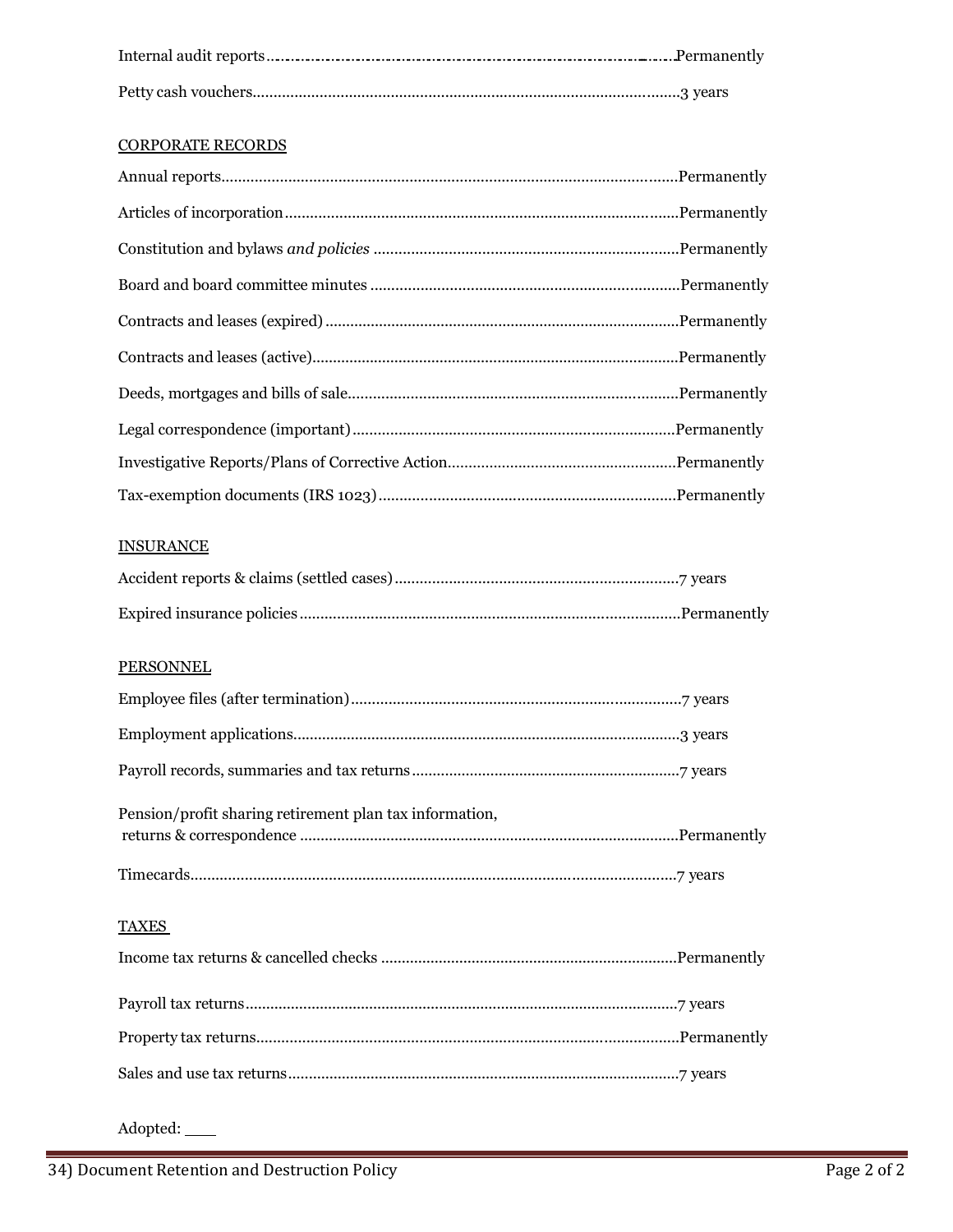Internal audit reports……………………………………………………………………Permanently

Petty cash vouchers……………………………………………………………………3 years

CORPORATE RECORDS

Annual reports……………………………………………………………………Permanently

Articles of incorporation……………………………………………………………………Permanently

Constitution and bylaws *and policies* ……………………………………………………………………Permanently

Board and board committee minutes ……………………………………………………………………Permanently

Contracts and leases (expired) ……………………………………………………………………Permanently

Contracts and leases (active)……………………………………………………………………Permanently

Deeds, mortgages and bills of sale……………………………………………………………………Permanently

Legal correspondence (important)……………………………………………………………………Permanently

Investigative Reports/Plans of Corrective Action……………………………………………………Permanently

Tax-exemption documents (IRS 1023)……………………………………………………………………Permanently

INSURANCE

Accident reports & claims (settled cases)……………………………………………………………………7 years

Expired insurance policies……………………………………………………………………Permanently

PERSONNEL

Employee files (after termination)……………………………………………………………………7 years

Employment applications……………………………………………………………………3 years

Payroll records, summaries and tax returns……………………………………………………………………7 years

Pension/profit sharing retirement plan tax information,
returns & correspondence ……………………………………………………………………Permanently

Timecards……………………………………………………………………7 years

TAXES

Income tax returns & cancelled checks ……………………………………………………………………Permanently

Payroll tax returns……………………………………………………………………7 years

Property tax returns……………………………………………………………………Permanently

Sales and use tax returns……………………………………………………………………7 years

Adopted: ___